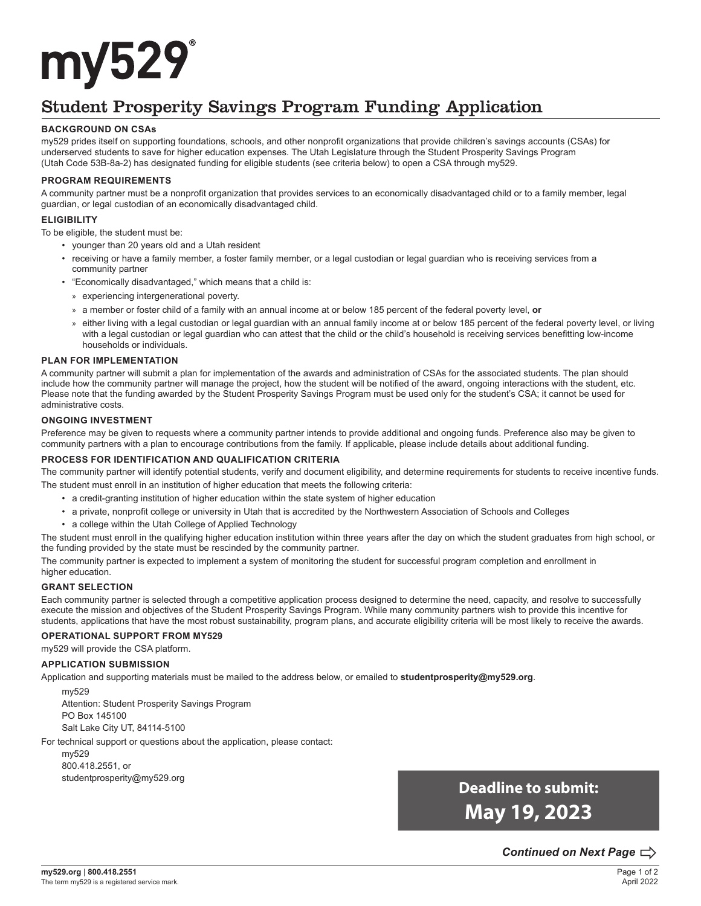# my529®

## Student Prosperity Savings Program Funding Application

### BACKGROUND ON CSAs

my529 prides itself on supporting foundations, schools, and other nonprofit organizations that provide children's savings accounts (CSAs) for underserved students to save for higher education expenses. The Utah Legislature through the Student Prosperity Savings Program (Utah Code 53B-8a-2) has designated funding for eligible students (see criteria below) to open a CSA through my529.

### PROGRAM REQUIREMENTS

A community partner must be a nonprofit organization that provides services to an economically disadvantaged child or to a family member, legal guardian, or legal custodian of an economically disadvantaged child.

### ELIGIBILITY

To be eligible, the student must be:

- younger than 20 years old and a Utah resident
- receiving or have a family member, a foster family member, or a legal custodian or legal guardian who is receiving services from a community partner
- "Economically disadvantaged," which means that a child is:
  - experiencing intergenerational poverty.
  - a member or foster child of a family with an annual income at or below 185 percent of the federal poverty level, **or**
  - either living with a legal custodian or legal guardian with an annual family income at or below 185 percent of the federal poverty level, or living with a legal custodian or legal guardian who can attest that the child or the child's household is receiving services benefitting low-income households or individuals.

### PLAN FOR IMPLEMENTATION

A community partner will submit a plan for implementation of the awards and administration of CSAs for the associated students. The plan should include how the community partner will manage the project, how the student will be notified of the award, ongoing interactions with the student, etc. Please note that the funding awarded by the Student Prosperity Savings Program must be used only for the student's CSA; it cannot be used for administrative costs.

### ONGOING INVESTMENT

Preference may be given to requests where a community partner intends to provide additional and ongoing funds. Preference also may be given to community partners with a plan to encourage contributions from the family. If applicable, please include details about additional funding.

### PROCESS FOR IDENTIFICATION AND QUALIFICATION CRITERIA

The community partner will identify potential students, verify and document eligibility, and determine requirements for students to receive incentive funds.

The student must enroll in an institution of higher education that meets the following criteria:

- a credit-granting institution of higher education within the state system of higher education
- a private, nonprofit college or university in Utah that is accredited by the Northwestern Association of Schools and Colleges
- a college within the Utah College of Applied Technology

The student must enroll in the qualifying higher education institution within three years after the day on which the student graduates from high school, or the funding provided by the state must be rescinded by the community partner.

The community partner is expected to implement a system of monitoring the student for successful program completion and enrollment in higher education.

### GRANT SELECTION

Each community partner is selected through a competitive application process designed to determine the need, capacity, and resolve to successfully execute the mission and objectives of the Student Prosperity Savings Program. While many community partners wish to provide this incentive for students, applications that have the most robust sustainability, program plans, and accurate eligibility criteria will be most likely to receive the awards.

### OPERATIONAL SUPPORT FROM MY529

my529 will provide the CSA platform.

### APPLICATION SUBMISSION

Application and supporting materials must be mailed to the address below, or emailed to **studentprosperity@my529.org**.

my529
Attention: Student Prosperity Savings Program
PO Box 145100
Salt Lake City UT, 84114-5100

For technical support or questions about the application, please contact:

my529
800.418.2551, or
studentprosperity@my529.org

**Deadline to submit:**
**May 19, 2023**

***Continued on Next Page***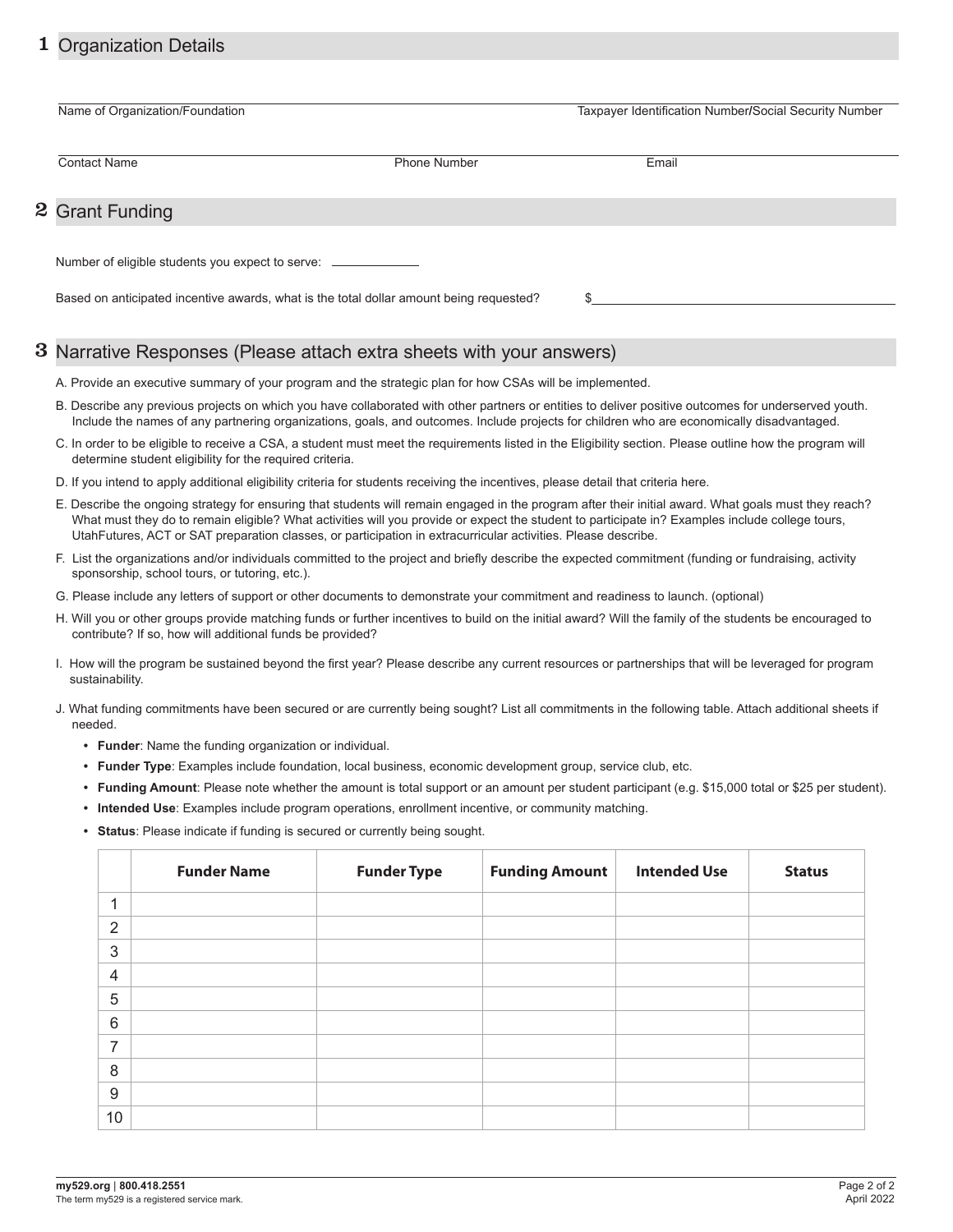## 1 Organization Details

Name of Organization/Foundation ______ Taxpayer Identification Number/Social Security Number ______

Contact Name ______ Phone Number ______ Email ______

## 2 Grant Funding

Number of eligible students you expect to serve: ______

Based on anticipated incentive awards, what is the total dollar amount being requested? $______

## 3 Narrative Responses (Please attach extra sheets with your answers)

A. Provide an executive summary of your program and the strategic plan for how CSAs will be implemented.

B. Describe any previous projects on which you have collaborated with other partners or entities to deliver positive outcomes for underserved youth. Include the names of any partnering organizations, goals, and outcomes. Include projects for children who are economically disadvantaged.

C. In order to be eligible to receive a CSA, a student must meet the requirements listed in the Eligibility section. Please outline how the program will determine student eligibility for the required criteria.

D. If you intend to apply additional eligibility criteria for students receiving the incentives, please detail that criteria here.

E. Describe the ongoing strategy for ensuring that students will remain engaged in the program after their initial award. What goals must they reach? What must they do to remain eligible? What activities will you provide or expect the student to participate in? Examples include college tours, UtahFutures, ACT or SAT preparation classes, or participation in extracurricular activities. Please describe.

F. List the organizations and/or individuals committed to the project and briefly describe the expected commitment (funding or fundraising, activity sponsorship, school tours, or tutoring, etc.).

G. Please include any letters of support or other documents to demonstrate your commitment and readiness to launch. (optional)

H. Will you or other groups provide matching funds or further incentives to build on the initial award? Will the family of the students be encouraged to contribute? If so, how will additional funds be provided?

I. How will the program be sustained beyond the first year? Please describe any current resources or partnerships that will be leveraged for program sustainability.

J. What funding commitments have been secured or are currently being sought? List all commitments in the following table. Attach additional sheets if needed.

- **Funder**: Name the funding organization or individual.
- **Funder Type**: Examples include foundation, local business, economic development group, service club, etc.
- **Funding Amount**: Please note whether the amount is total support or an amount per student participant (e.g. $15,000 total or $25 per student).
- **Intended Use**: Examples include program operations, enrollment incentive, or community matching.
- **Status**: Please indicate if funding is secured or currently being sought.

| | Funder Name | Funder Type | Funding Amount | Intended Use | Status |
|---|---|---|---|---|---|
| 1 | | | | | |
| 2 | | | | | |
| 3 | | | | | |
| 4 | | | | | |
| 5 | | | | | |
| 6 | | | | | |
| 7 | | | | | |
| 8 | | | | | |
| 9 | | | | | |
| 10 | | | | | |

**my529.org** | **800.418.2551**
The term my529 is a registered service mark.

April 2022